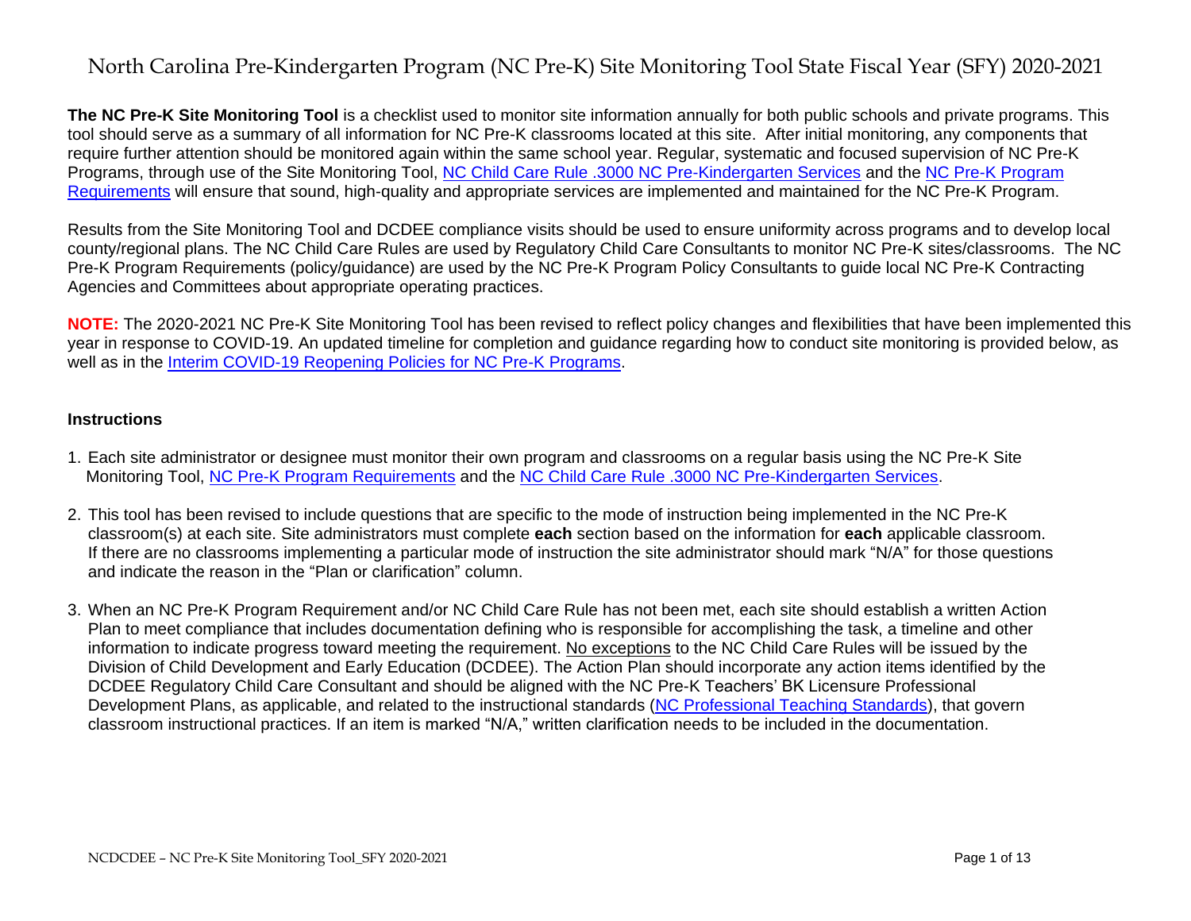# North Carolina Pre-Kindergarten Program (NC Pre-K) Site Monitoring Tool State Fiscal Year (SFY) 2020-2021

**The NC Pre-K Site Monitoring Tool** is a checklist used to monitor site information annually for both public schools and private programs. This tool should serve as a summary of all information for NC Pre-K classrooms located at this site. After initial monitoring, any components that require further attention should be monitored again within the same school year. Regular, systematic and focused supervision of NC Pre-K Programs, through use of the Site Monitoring Tool, NC Child Care Rule .3000 NC Pre-Kindergarten Services and the NC Pre-K Program Requirements will ensure that sound, high-quality and appropriate services are implemented and maintained for the NC Pre-K Program.

Results from the Site Monitoring Tool and DCDEE compliance visits should be used to ensure uniformity across programs and to develop local county/regional plans. The NC Child Care Rules are used by Regulatory Child Care Consultants to monitor NC Pre-K sites/classrooms. The NC Pre-K Program Requirements (policy/guidance) are used by the NC Pre-K Program Policy Consultants to guide local NC Pre-K Contracting Agencies and Committees about appropriate operating practices.

**NOTE:** The 2020-2021 NC Pre-K Site Monitoring Tool has been revised to reflect policy changes and flexibilities that have been implemented this year in response to COVID-19. An updated timeline for completion and guidance regarding how to conduct site monitoring is provided below, as well as in the Interim COVID-19 Reopening Policies for NC Pre-K Programs.

### Instructions

1. Each site administrator or designee must monitor their own program and classrooms on a regular basis using the NC Pre-K Site Monitoring Tool, NC Pre-K Program Requirements and the NC Child Care Rule .3000 NC Pre-Kindergarten Services.

2. This tool has been revised to include questions that are specific to the mode of instruction being implemented in the NC Pre-K classroom(s) at each site. Site administrators must complete **each** section based on the information for **each** applicable classroom. If there are no classrooms implementing a particular mode of instruction the site administrator should mark "N/A" for those questions and indicate the reason in the "Plan or clarification" column.

3. When an NC Pre-K Program Requirement and/or NC Child Care Rule has not been met, each site should establish a written Action Plan to meet compliance that includes documentation defining who is responsible for accomplishing the task, a timeline and other information to indicate progress toward meeting the requirement. No exceptions to the NC Child Care Rules will be issued by the Division of Child Development and Early Education (DCDEE). The Action Plan should incorporate any action items identified by the DCDEE Regulatory Child Care Consultant and should be aligned with the NC Pre-K Teachers' BK Licensure Professional Development Plans, as applicable, and related to the instructional standards (NC Professional Teaching Standards), that govern classroom instructional practices. If an item is marked "N/A," written clarification needs to be included in the documentation.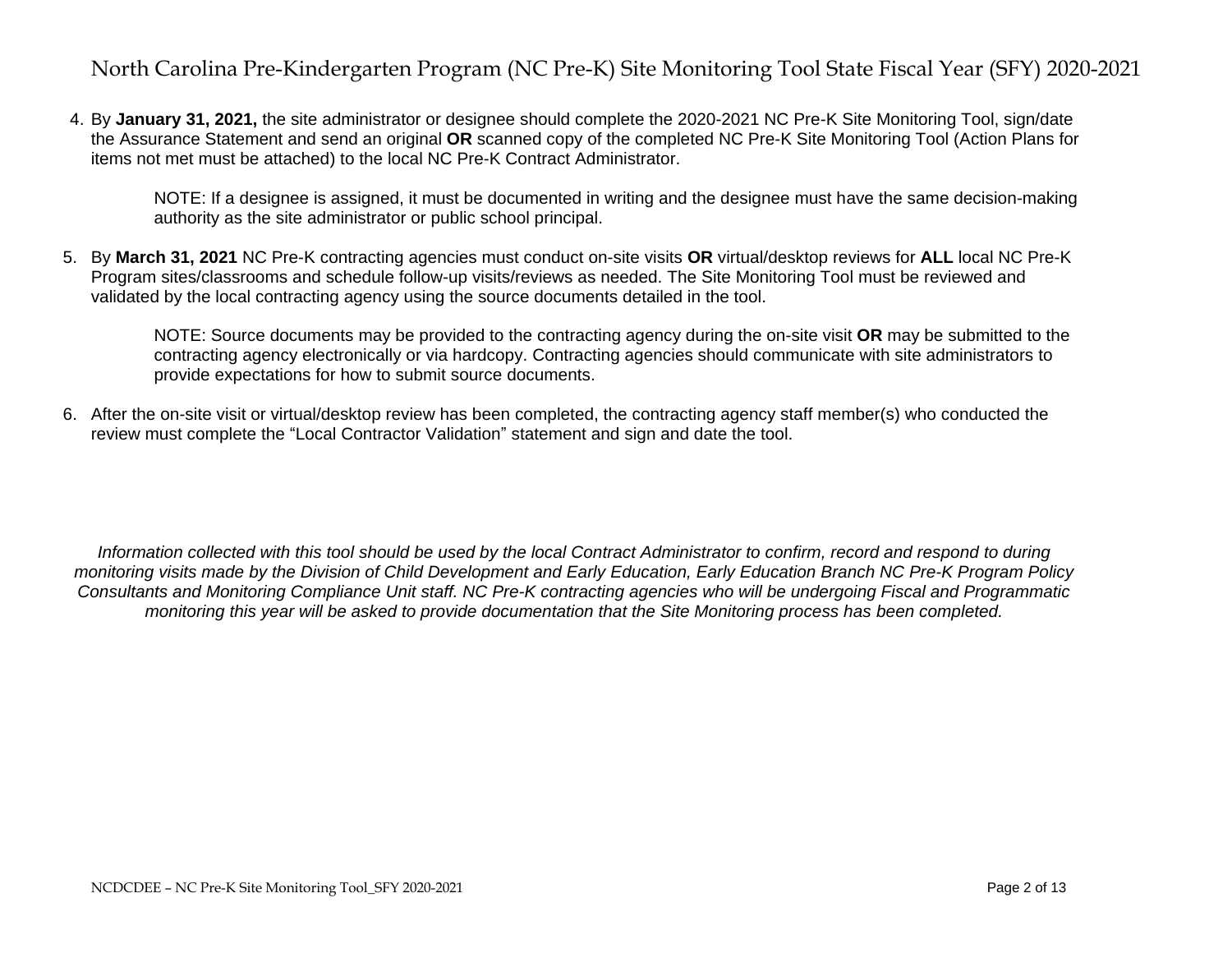4. By **January 31, 2021,** the site administrator or designee should complete the 2020-2021 NC Pre-K Site Monitoring Tool, sign/date the Assurance Statement and send an original **OR** scanned copy of the completed NC Pre-K Site Monitoring Tool (Action Plans for items not met must be attached) to the local NC Pre-K Contract Administrator.

   NOTE: If a designee is assigned, it must be documented in writing and the designee must have the same decision-making authority as the site administrator or public school principal.

5. By **March 31, 2021** NC Pre-K contracting agencies must conduct on-site visits **OR** virtual/desktop reviews for **ALL** local NC Pre-K Program sites/classrooms and schedule follow-up visits/reviews as needed. The Site Monitoring Tool must be reviewed and validated by the local contracting agency using the source documents detailed in the tool.

   NOTE: Source documents may be provided to the contracting agency during the on-site visit **OR** may be submitted to the contracting agency electronically or via hardcopy. Contracting agencies should communicate with site administrators to provide expectations for how to submit source documents.

6. After the on-site visit or virtual/desktop review has been completed, the contracting agency staff member(s) who conducted the review must complete the "Local Contractor Validation" statement and sign and date the tool.

*Information collected with this tool should be used by the local Contract Administrator to confirm, record and respond to during monitoring visits made by the Division of Child Development and Early Education, Early Education Branch NC Pre-K Program Policy Consultants and Monitoring Compliance Unit staff. NC Pre-K contracting agencies who will be undergoing Fiscal and Programmatic monitoring this year will be asked to provide documentation that the Site Monitoring process has been completed.*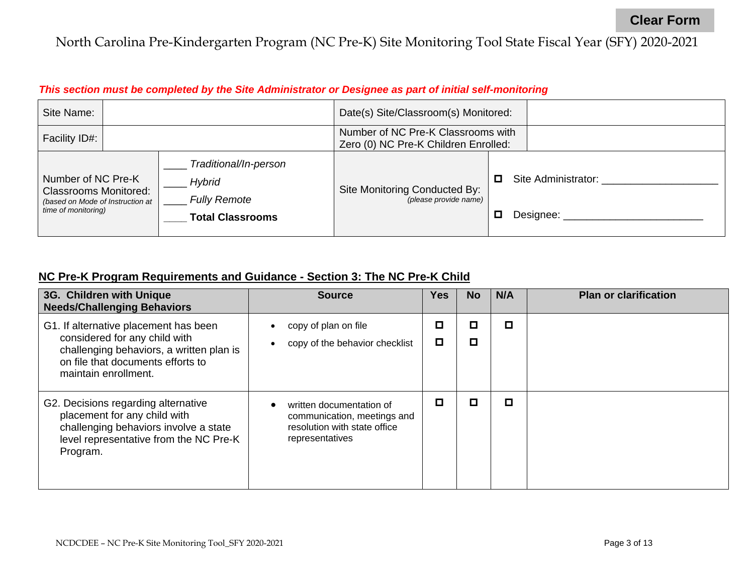Clear Form

# North Carolina Pre-Kindergarten Program (NC Pre-K) Site Monitoring Tool State Fiscal Year (SFY) 2020-2021

***This section must be completed by the Site Administrator or Designee as part of initial self-monitoring***

| Site Name: | | Date(s) Site/Classroom(s) Monitored: | |
|---|---|---|---|
| Facility ID#: | | Number of NC Pre-K Classrooms with Zero (0) NC Pre-K Children Enrolled: | |
| Number of NC Pre-K Classrooms Monitored: *(based on Mode of Instruction at time of monitoring)* | ____ *Traditional/In-person*<br>____ *Hybrid*<br>____ *Fully Remote*<br>____ **Total Classrooms** | Site Monitoring Conducted By: *(please provide name)* | ☐ Site Administrator: ____________________<br>☐ Designee: ________________________ |

## NC Pre-K Program Requirements and Guidance - Section 3: The NC Pre-K Child

| 3G. Children with Unique Needs/Challenging Behaviors | Source | Yes | No | N/A | Plan or clarification |
|---|---|---|---|---|---|
| G1. If alternative placement has been considered for any child with challenging behaviors, a written plan is on file that documents efforts to maintain enrollment. | • copy of plan on file<br>• copy of the behavior checklist | ☐<br>☐ | ☐<br>☐ | ☐ | |
| G2. Decisions regarding alternative placement for any child with challenging behaviors involve a state level representative from the NC Pre-K Program. | • written documentation of communication, meetings and resolution with state office representatives | ☐ | ☐ | ☐ | |

NCDCDEE – NC Pre-K Site Monitoring Tool_SFY 2020-2021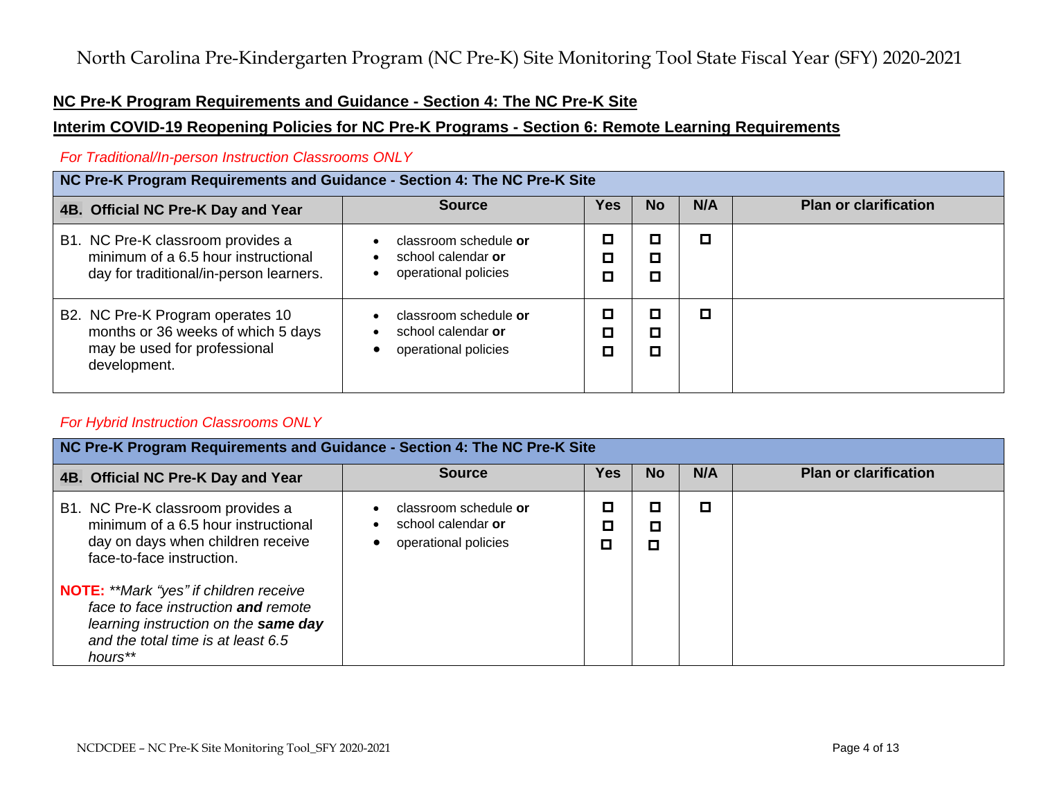# North Carolina Pre-Kindergarten Program (NC Pre-K) Site Monitoring Tool State Fiscal Year (SFY) 2020-2021

**NC Pre-K Program Requirements and Guidance - Section 4: The NC Pre-K Site**

**Interim COVID-19 Reopening Policies for NC Pre-K Programs - Section 6: Remote Learning Requirements**

*For Traditional/In-person Instruction Classrooms ONLY*

| NC Pre-K Program Requirements and Guidance - Section 4: The NC Pre-K Site | | | | | |
|---|---|---|---|---|---|
| **4B. Official NC Pre-K Day and Year** | **Source** | **Yes** | **No** | **N/A** | **Plan or clarification** |
| B1. NC Pre-K classroom provides a minimum of a 6.5 hour instructional day for traditional/in-person learners. | • classroom schedule **or**<br>• school calendar **or**<br>• operational policies | ☐<br>☐<br>☐ | ☐<br>☐<br>☐ | ☐ | |
| B2. NC Pre-K Program operates 10 months or 36 weeks of which 5 days may be used for professional development. | • classroom schedule **or**<br>• school calendar **or**<br>• operational policies | ☐<br>☐<br>☐ | ☐<br>☐<br>☐ | ☐ | |

*For Hybrid Instruction Classrooms ONLY*

| NC Pre-K Program Requirements and Guidance - Section 4: The NC Pre-K Site | | | | | |
|---|---|---|---|---|---|
| **4B. Official NC Pre-K Day and Year** | **Source** | **Yes** | **No** | **N/A** | **Plan or clarification** |
| B1. NC Pre-K classroom provides a minimum of a 6.5 hour instructional day on days when children receive face-to-face instruction.<br><br>**NOTE:** *\*\*Mark "yes" if children receive face to face instruction **and** remote learning instruction on the **same day** and the total time is at least 6.5 hours\*\** | • classroom schedule **or**<br>• school calendar **or**<br>• operational policies | ☐<br>☐<br>☐ | ☐<br>☐<br>☐ | ☐ | |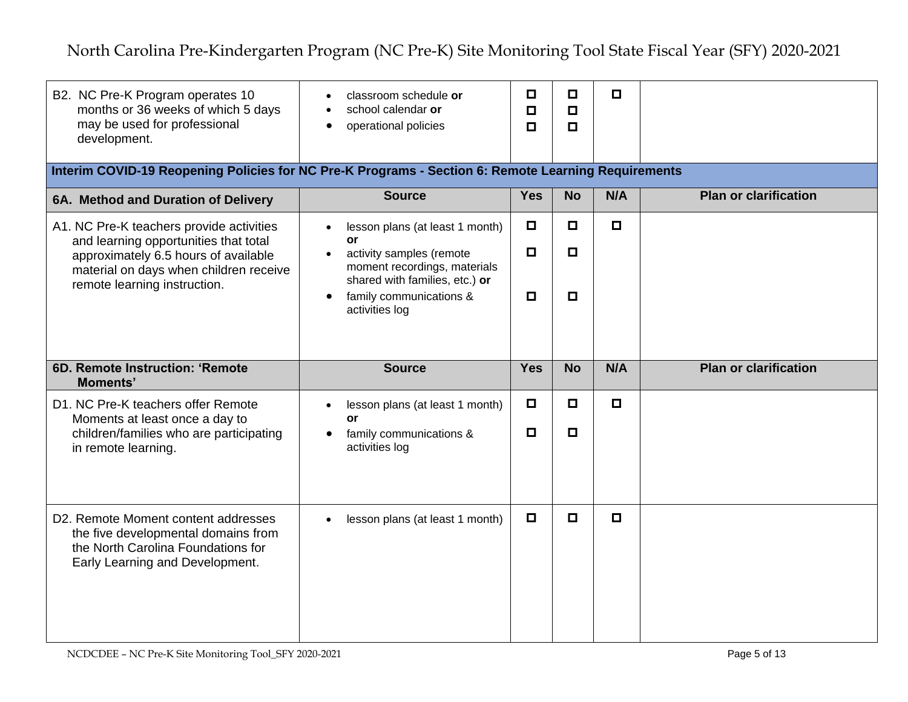| | Source | Yes | No | N/A | Plan or clarification |
|---|---|---|---|---|---|
| B2. NC Pre-K Program operates 10 months or 36 weeks of which 5 days may be used for professional development. | • classroom schedule **or**<br>• school calendar **or**<br>• operational policies | ☐<br>☐<br>☐ | ☐<br>☐<br>☐ | ☐ | |

**Interim COVID-19 Reopening Policies for NC Pre-K Programs - Section 6: Remote Learning Requirements**

| 6A. Method and Duration of Delivery | Source | Yes | No | N/A | Plan or clarification |
|---|---|---|---|---|---|
| A1. NC Pre-K teachers provide activities and learning opportunities that total approximately 6.5 hours of available material on days when children receive remote learning instruction. | • lesson plans (at least 1 month) **or**<br>• activity samples (remote moment recordings, materials shared with families, etc.) **or**<br>• family communications & activities log | ☐<br>☐<br>☐ | ☐<br>☐<br>☐ | ☐ | |

| 6D. Remote Instruction: 'Remote Moments' | Source | Yes | No | N/A | Plan or clarification |
|---|---|---|---|---|---|
| D1. NC Pre-K teachers offer Remote Moments at least once a day to children/families who are participating in remote learning. | • lesson plans (at least 1 month) **or**<br>• family communications & activities log | ☐<br>☐ | ☐<br>☐ | ☐ | |
| D2. Remote Moment content addresses the five developmental domains from the North Carolina Foundations for Early Learning and Development. | • lesson plans (at least 1 month) | ☐ | ☐ | ☐ | |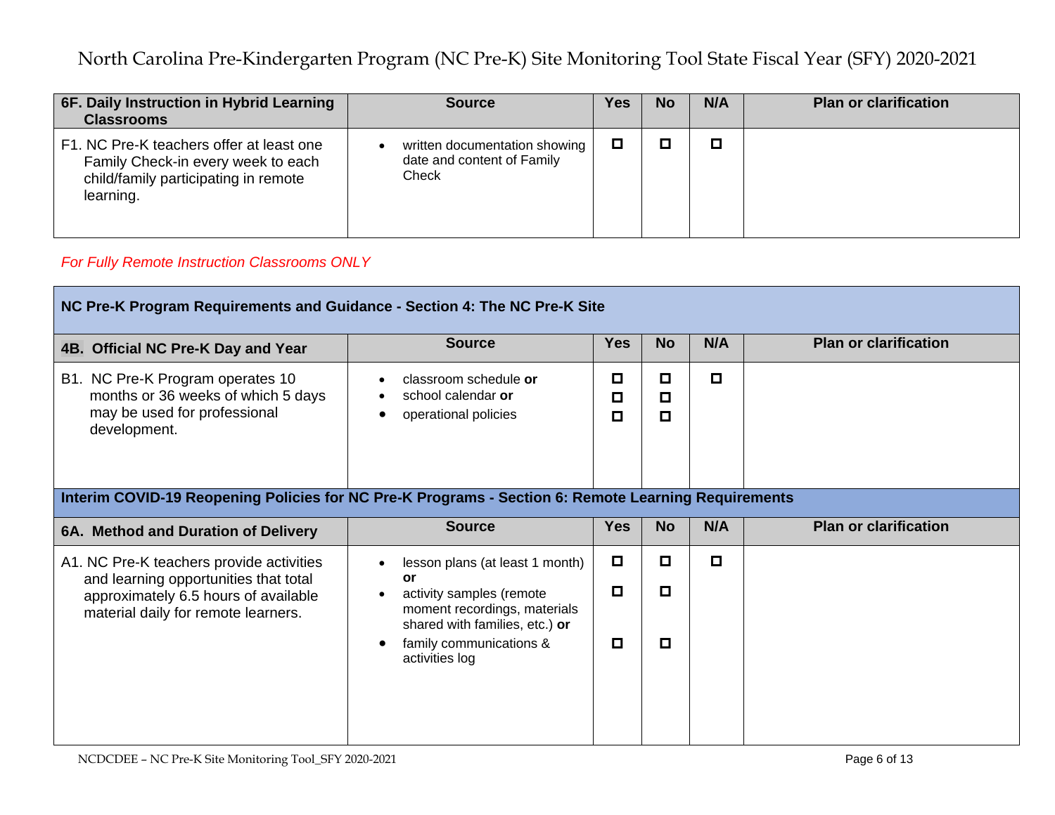| 6F. Daily Instruction in Hybrid Learning Classrooms | Source | Yes | No | N/A | Plan or clarification |
|---|---|---|---|---|---|
| F1. NC Pre-K teachers offer at least one Family Check-in every week to each child/family participating in remote learning. | • written documentation showing date and content of Family Check | ☐ | ☐ | ☐ | |

*For Fully Remote Instruction Classrooms ONLY*

| NC Pre-K Program Requirements and Guidance - Section 4: The NC Pre-K Site | | | | | |
|---|---|---|---|---|---|
| **4B. Official NC Pre-K Day and Year** | **Source** | **Yes** | **No** | **N/A** | **Plan or clarification** |
| B1. NC Pre-K Program operates 10 months or 36 weeks of which 5 days may be used for professional development. | • classroom schedule **or**<br>• school calendar **or**<br>• operational policies | ☐<br>☐<br>☐ | ☐<br>☐<br>☐ | ☐ | |
| **Interim COVID-19 Reopening Policies for NC Pre-K Programs - Section 6: Remote Learning Requirements** | | | | | |
| **6A. Method and Duration of Delivery** | **Source** | **Yes** | **No** | **N/A** | **Plan or clarification** |
| A1. NC Pre-K teachers provide activities and learning opportunities that total approximately 6.5 hours of available material daily for remote learners. | • lesson plans (at least 1 month) **or**<br>• activity samples (remote moment recordings, materials shared with families, etc.) **or**<br>• family communications & activities log | ☐<br>☐<br>☐ | ☐<br>☐<br>☐ | ☐ | |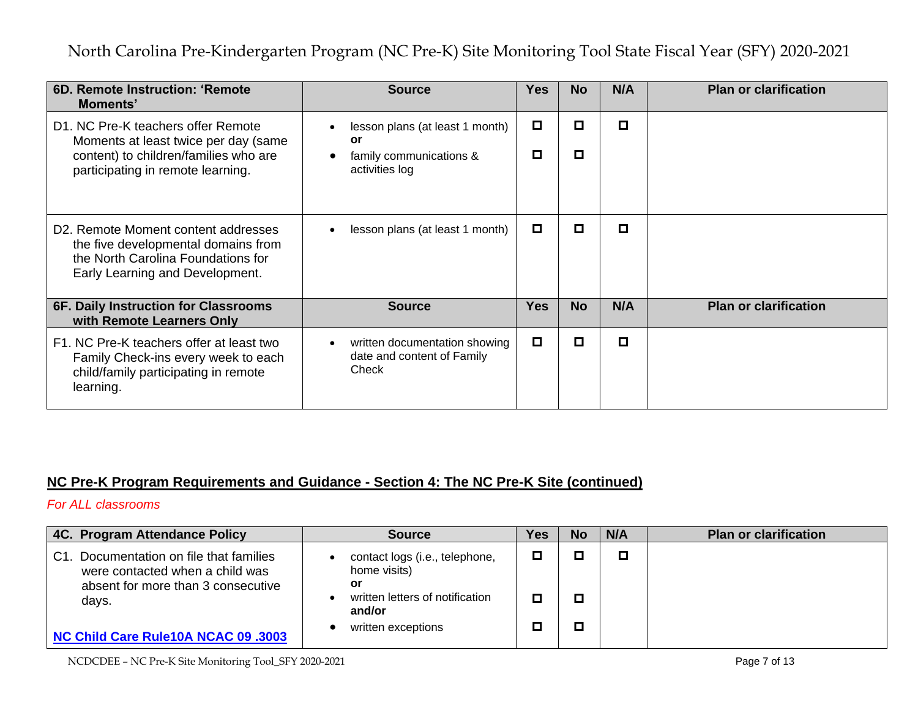| 6D. Remote Instruction: 'Remote Moments' | Source | Yes | No | N/A | Plan or clarification |
|---|---|---|---|---|---|
| D1. NC Pre-K teachers offer Remote Moments at least twice per day (same content) to children/families who are participating in remote learning. | • lesson plans (at least 1 month) **or** • family communications & activities log | ☐ ☐ | ☐ ☐ | ☐ | |
| D2. Remote Moment content addresses the five developmental domains from the North Carolina Foundations for Early Learning and Development. | • lesson plans (at least 1 month) | ☐ | ☐ | ☐ | |

| 6F. Daily Instruction for Classrooms with Remote Learners Only | Source | Yes | No | N/A | Plan or clarification |
|---|---|---|---|---|---|
| F1. NC Pre-K teachers offer at least two Family Check-ins every week to each child/family participating in remote learning. | • written documentation showing date and content of Family Check | ☐ | ☐ | ☐ | |

## NC Pre-K Program Requirements and Guidance - Section 4: The NC Pre-K Site (continued)

*For ALL classrooms*

| 4C. Program Attendance Policy | Source | Yes | No | N/A | Plan or clarification |
|---|---|---|---|---|---|
| C1. Documentation on file that families were contacted when a child was absent for more than 3 consecutive days. **NC Child Care Rule10A NCAC 09 .3003** | • contact logs (i.e., telephone, home visits) **or** • written letters of notification **and/or** • written exceptions | ☐ ☐ ☐ | ☐ ☐ ☐ | ☐ | |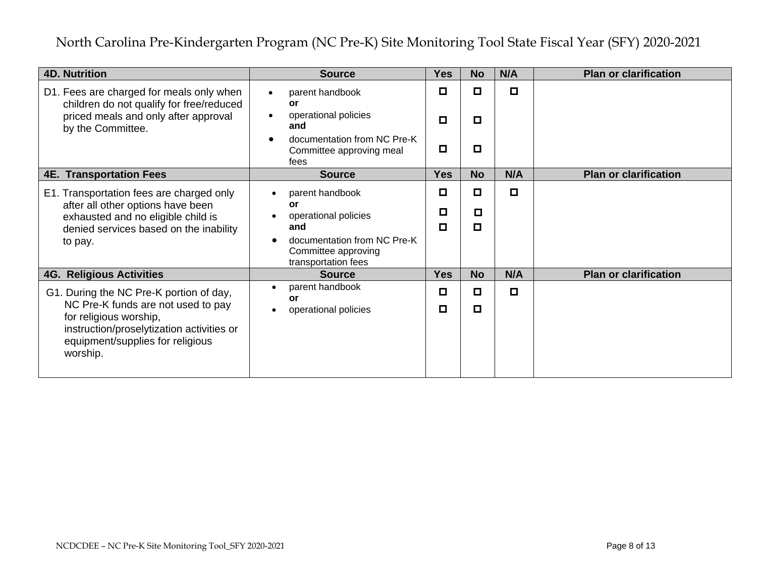# North Carolina Pre-Kindergarten Program (NC Pre-K) Site Monitoring Tool State Fiscal Year (SFY) 2020-2021

| 4D. Nutrition | Source | Yes | No | N/A | Plan or clarification |
|---|---|---|---|---|---|
| D1. Fees are charged for meals only when children do not qualify for free/reduced priced meals and only after approval by the Committee. | • parent handbook **or** • operational policies **and** • documentation from NC Pre-K Committee approving meal fees | ☐ ☐ ☐ | ☐ ☐ ☐ | ☐ | |
| **4E. Transportation Fees** | **Source** | **Yes** | **No** | **N/A** | **Plan or clarification** |
| E1. Transportation fees are charged only after all other options have been exhausted and no eligible child is denied services based on the inability to pay. | • parent handbook **or** • operational policies **and** • documentation from NC Pre-K Committee approving transportation fees | ☐ ☐ ☐ | ☐ ☐ ☐ | ☐ | |
| **4G. Religious Activities** | **Source** | **Yes** | **No** | **N/A** | **Plan or clarification** |
| G1. During the NC Pre-K portion of day, NC Pre-K funds are not used to pay for religious worship, instruction/proselytization activities or equipment/supplies for religious worship. | • parent handbook **or** • operational policies | ☐ ☐ | ☐ ☐ | ☐ | |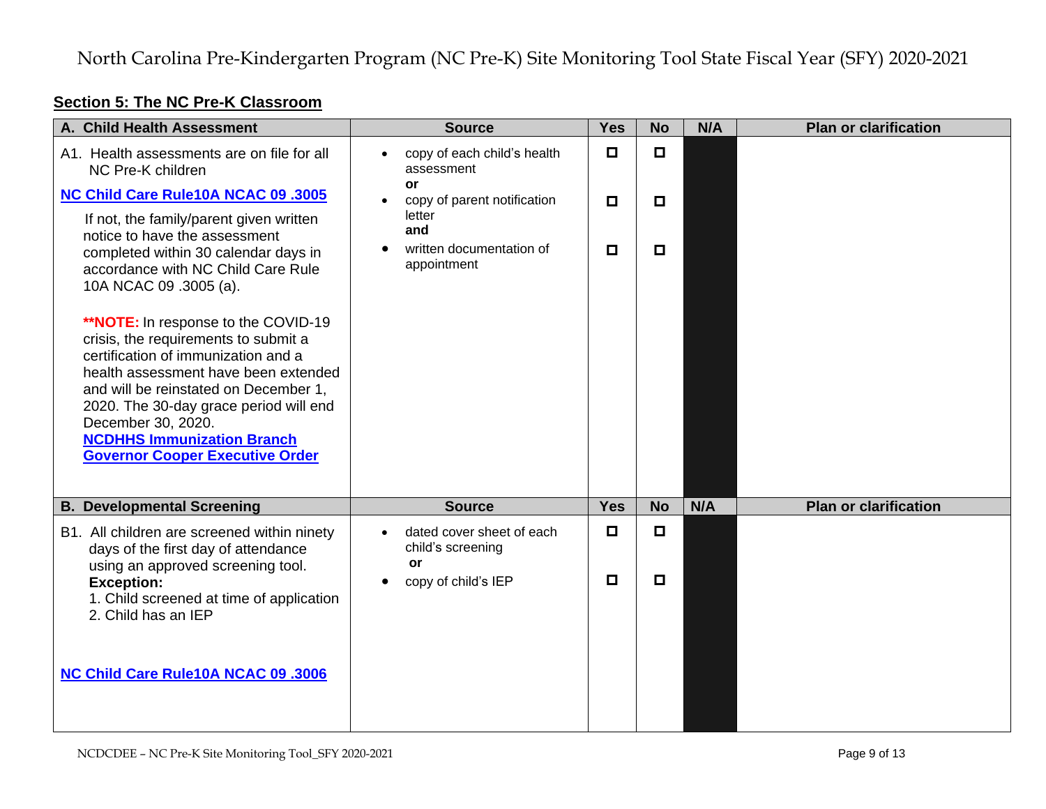## Section 5: The NC Pre-K Classroom

| A. Child Health Assessment | Source | Yes | No | N/A | Plan or clarification |
|---|---|---|---|---|---|
| A1. Health assessments are on file for all NC Pre-K children<br><br>**NC Child Care Rule10A NCAC 09 .3005**<br><br>If not, the family/parent given written notice to have the assessment completed within 30 calendar days in accordance with NC Child Care Rule 10A NCAC 09 .3005 (a).<br><br>****NOTE:** In response to the COVID-19 crisis, the requirements to submit a certification of immunization and a health assessment have been extended and will be reinstated on December 1, 2020. The 30-day grace period will end December 30, 2020.<br>**NCDHHS Immunization Branch**<br>**Governor Cooper Executive Order** | • copy of each child's health assessment<br>**or**<br>• copy of parent notification letter<br>**and**<br>• written documentation of appointment | ☐<br><br>☐<br><br>☐ | ☐<br><br>☐<br><br>☐ | | |

| B. Developmental Screening | Source | Yes | No | N/A | Plan or clarification |
|---|---|---|---|---|---|
| B1. All children are screened within ninety days of the first day of attendance using an approved screening tool.<br>**Exception:**<br>1. Child screened at time of application<br>2. Child has an IEP<br><br>**NC Child Care Rule10A NCAC 09 .3006** | • dated cover sheet of each child's screening<br>**or**<br>• copy of child's IEP | ☐<br><br>☐ | ☐<br><br>☐ | | |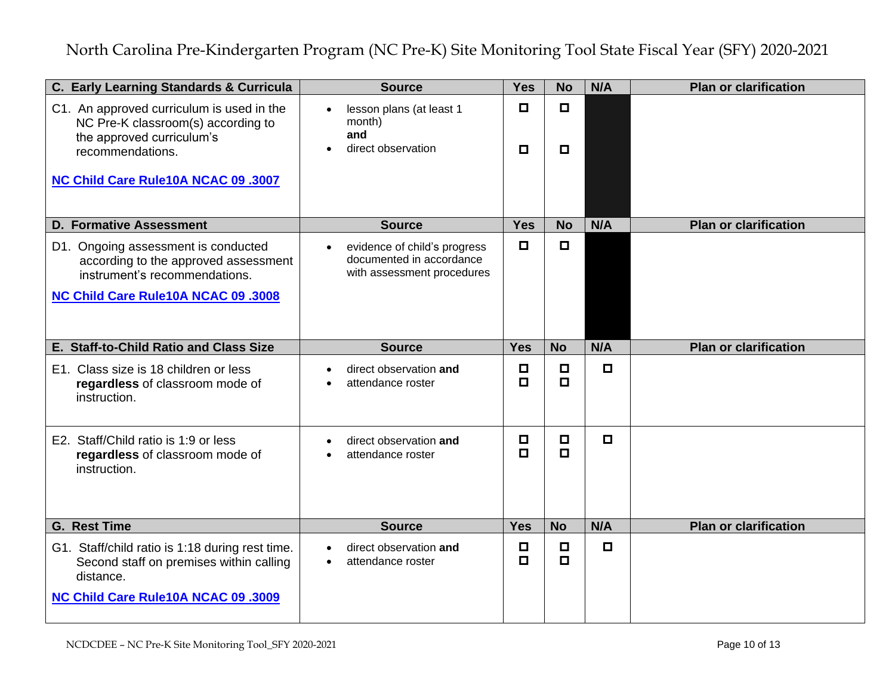# North Carolina Pre-Kindergarten Program (NC Pre-K) Site Monitoring Tool State Fiscal Year (SFY) 2020-2021

| C. Early Learning Standards & Curricula | Source | Yes | No | N/A | Plan or clarification |
|---|---|---|---|---|---|
| C1. An approved curriculum is used in the NC Pre-K classroom(s) according to the approved curriculum's recommendations.<br><br>**NC Child Care Rule10A NCAC 09 .3007** | • lesson plans (at least 1 month)<br>**and**<br>• direct observation | ☐<br><br>☐ | ☐<br><br>☐ | | |
| **D. Formative Assessment** | **Source** | **Yes** | **No** | **N/A** | **Plan or clarification** |
| D1. Ongoing assessment is conducted according to the approved assessment instrument's recommendations.<br><br>**NC Child Care Rule10A NCAC 09 .3008** | • evidence of child's progress documented in accordance with assessment procedures | ☐ | ☐ | | |
| **E. Staff-to-Child Ratio and Class Size** | **Source** | **Yes** | **No** | **N/A** | **Plan or clarification** |
| E1. Class size is 18 children or less **regardless** of classroom mode of instruction. | • direct observation **and**<br>• attendance roster | ☐<br>☐ | ☐<br>☐ | ☐ | |
| E2. Staff/Child ratio is 1:9 or less **regardless** of classroom mode of instruction. | • direct observation **and**<br>• attendance roster | ☐<br>☐ | ☐<br>☐ | ☐ | |
| **G. Rest Time** | **Source** | **Yes** | **No** | **N/A** | **Plan or clarification** |
| G1. Staff/child ratio is 1:18 during rest time. Second staff on premises within calling distance.<br><br>**NC Child Care Rule10A NCAC 09 .3009** | • direct observation **and**<br>• attendance roster | ☐<br>☐ | ☐<br>☐ | ☐ | |

NCDCDEE – NC Pre-K Site Monitoring Tool_SFY 2020-2021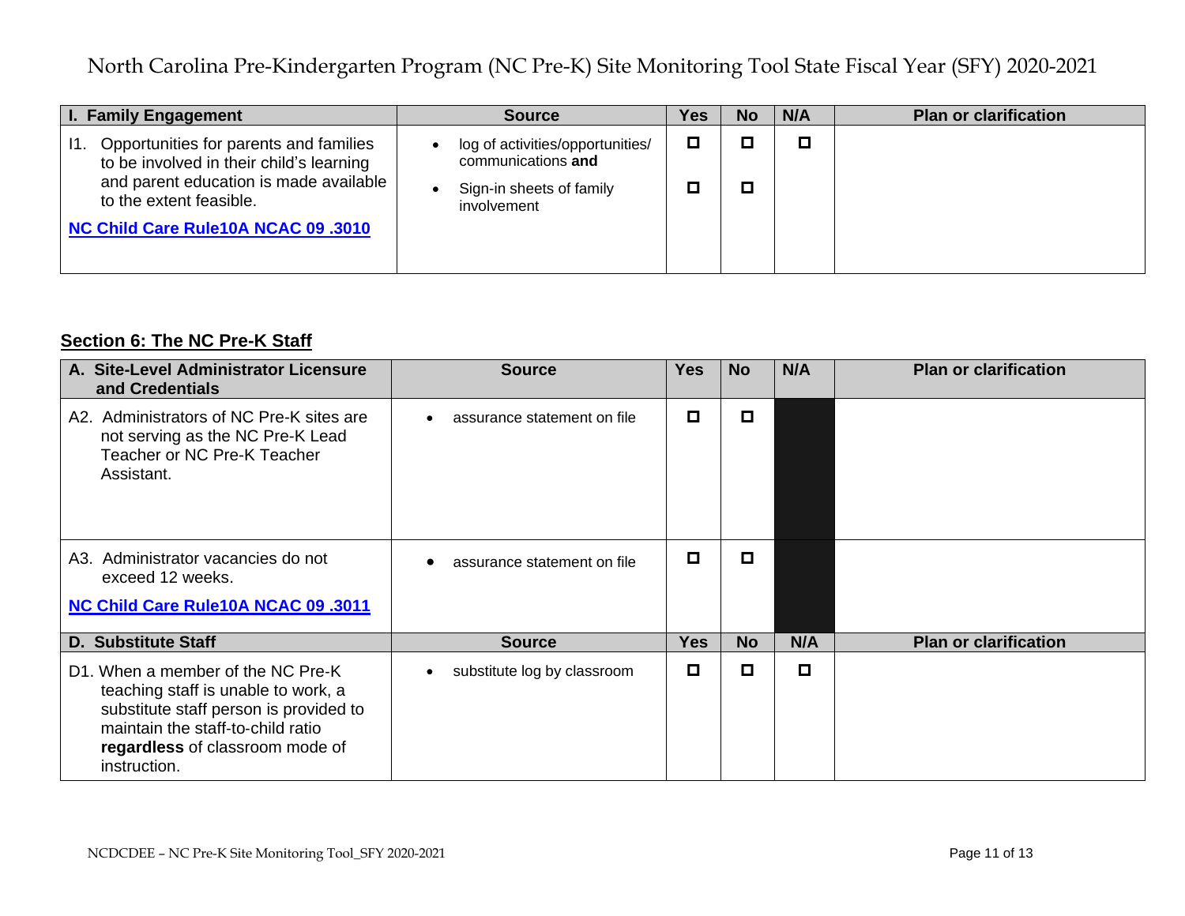North Carolina Pre-Kindergarten Program (NC Pre-K) Site Monitoring Tool State Fiscal Year (SFY) 2020-2021

| I. Family Engagement | Source | Yes | No | N/A | Plan or clarification |
|---|---|---|---|---|---|
| I1. Opportunities for parents and families to be involved in their child's learning and parent education is made available to the extent feasible. **NC Child Care Rule10A NCAC 09 .3010** | • log of activities/opportunities/ communications **and** <br> • Sign-in sheets of family involvement | ☐ <br> ☐ | ☐ <br> ☐ | ☐ | |

## Section 6: The NC Pre-K Staff

| A. Site-Level Administrator Licensure and Credentials | Source | Yes | No | N/A | Plan or clarification |
|---|---|---|---|---|---|
| A2. Administrators of NC Pre-K sites are not serving as the NC Pre-K Lead Teacher or NC Pre-K Teacher Assistant. | • assurance statement on file | ☐ | ☐ | | |
| A3. Administrator vacancies do not exceed 12 weeks. **NC Child Care Rule10A NCAC 09 .3011** | • assurance statement on file | ☐ | ☐ | | |

| D. Substitute Staff | Source | Yes | No | N/A | Plan or clarification |
|---|---|---|---|---|---|
| D1. When a member of the NC Pre-K teaching staff is unable to work, a substitute staff person is provided to maintain the staff-to-child ratio **regardless** of classroom mode of instruction. | • substitute log by classroom | ☐ | ☐ | ☐ | |

NCDCDEE – NC Pre-K Site Monitoring Tool_SFY 2020-2021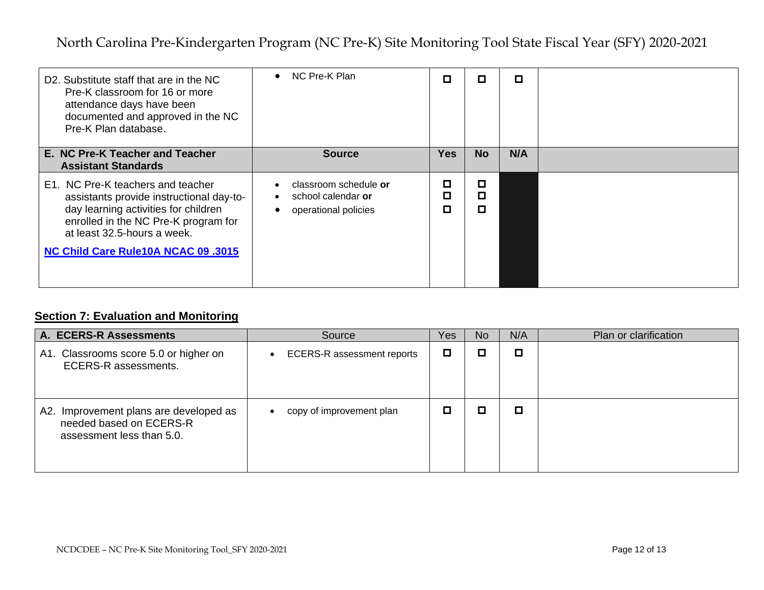| D2. Substitute staff that are in the NC Pre-K classroom for 16 or more attendance days have been documented and approved in the NC Pre-K Plan database. | • NC Pre-K Plan | ☐ | ☐ | ☐ | |
|---|---|---|---|---|---|
| **E. NC Pre-K Teacher and Teacher Assistant Standards** | **Source** | **Yes** | **No** | **N/A** | |
| E1. NC Pre-K teachers and teacher assistants provide instructional day-to-day learning activities for children enrolled in the NC Pre-K program for at least 32.5-hours a week.<br><br>**[NC Child Care Rule10A NCAC 09 .3015]** | • classroom schedule **or**<br>• school calendar **or**<br>• operational policies | ☐<br>☐<br>☐ | ☐<br>☐<br>☐ | | |

## Section 7: Evaluation and Monitoring

| **A. ECERS-R Assessments** | Source | Yes | No | N/A | Plan or clarification |
|---|---|---|---|---|---|
| A1. Classrooms score 5.0 or higher on ECERS-R assessments. | • ECERS-R assessment reports | ☐ | ☐ | ☐ | |
| A2. Improvement plans are developed as needed based on ECERS-R assessment less than 5.0. | • copy of improvement plan | ☐ | ☐ | ☐ | |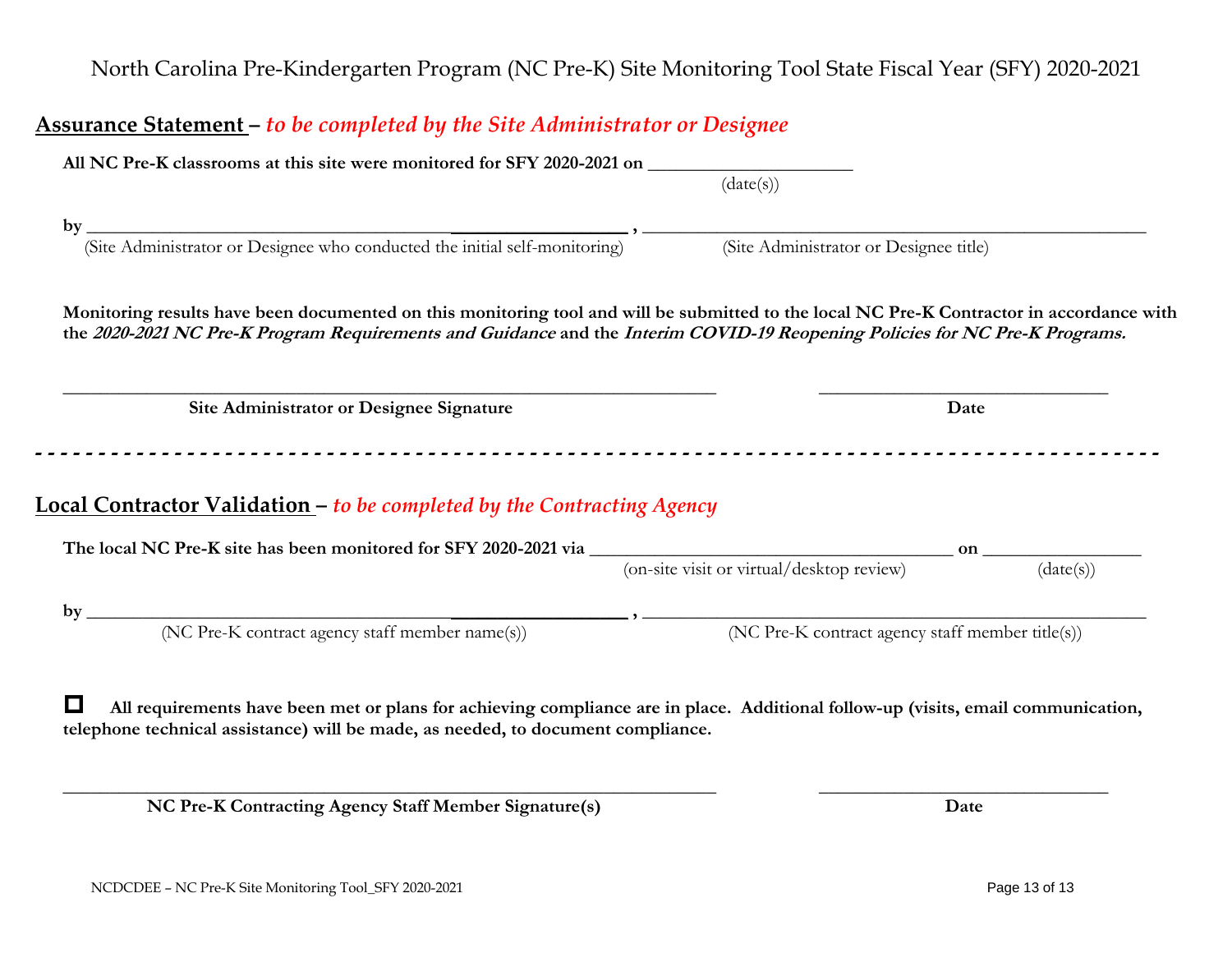North Carolina Pre-Kindergarten Program (NC Pre-K) Site Monitoring Tool State Fiscal Year (SFY) 2020-2021

## Assurance Statement – *to be completed by the Site Administrator or Designee*

**All NC Pre-K classrooms at this site were monitored for SFY 2020-2021 on** ______________________
(date(s))

**by** __________________________________________________________ , _______________________________________________________
(Site Administrator or Designee who conducted the initial self-monitoring) (Site Administrator or Designee title)

**Monitoring results have been documented on this monitoring tool and will be submitted to the local NC Pre-K Contractor in accordance with the *2020-2021 NC Pre-K Program Requirements and Guidance* and the *Interim COVID-19 Reopening Policies for NC Pre-K Programs.***

_______________________________________________________________________ ________________________________
**Site Administrator or Designee Signature** **Date**

- - - - - - - - - - - - - - - - - - - - - - - - - - - - - - - - - - - - - - - - - - - - - - - - - - - - - - - -

## Local Contractor Validation – *to be completed by the Contracting Agency*

**The local NC Pre-K site has been monitored for SFY 2020-2021 via** ________________________________________ **on** _________________
(on-site visit or virtual/desktop review) (date(s))

**by** __________________________________________________________ , _______________________________________________________
(NC Pre-K contract agency staff member name(s)) (NC Pre-K contract agency staff member title(s))

☐ **All requirements have been met or plans for achieving compliance are in place. Additional follow-up (visits, email communication, telephone technical assistance) will be made, as needed, to document compliance.**

_______________________________________________________________________ ________________________________
**NC Pre-K Contracting Agency Staff Member Signature(s)** **Date**

NCDCDEE – NC Pre-K Site Monitoring Tool_SFY 2020-2021